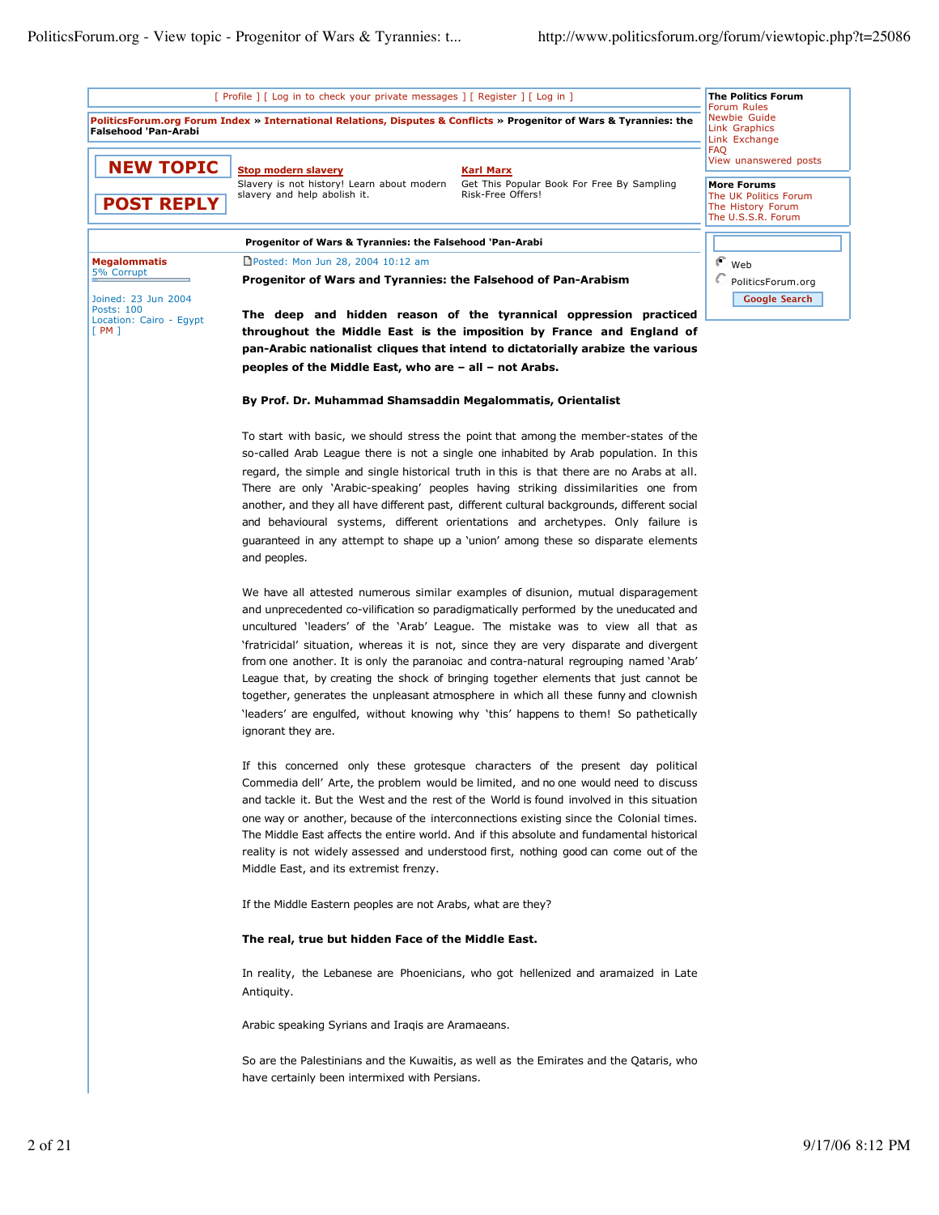[ Profile ] [ Log in to check your private messages ] [ Register ] [ Log in ]

**PoliticsForum.org Forum Index » International Relations, Disputes & Conflicts » Progenitor of Wars & Tyrannies: the Falsehood 'Pan-Arabi**

NEW TOPIC

POST REPLY

**Stop modern slavery**
Slavery is not history! Learn about modern slavery and help abolish it.

**Karl Marx**
Get This Popular Book For Free By Sampling Risk-Free Offers!

**The Politics Forum**
Forum Rules
Newbie Guide
Link Graphics
Link Exchange
FAQ
View unanswered posts

**More Forums**
The UK Politics Forum
The History Forum
The U.S.S.R. Forum

Web
PoliticsForum.org
Google Search

**Progenitor of Wars & Tyrannies: the Falsehood 'Pan-Arabi**

**Megalommatis**
5% Corrupt

Joined: 23 Jun 2004
Posts: 100
Location: Cairo - Egypt
[ PM ]

Posted: Mon Jun 28, 2004 10:12 am

**Progenitor of Wars and Tyrannies: the Falsehood of Pan-Arabism**

**The deep and hidden reason of the tyrannical oppression practiced throughout the Middle East is the imposition by France and England of pan-Arabic nationalist cliques that intend to dictatorially arabize the various peoples of the Middle East, who are – all – not Arabs.**

**By Prof. Dr. Muhammad Shamsaddin Megalommatis, Orientalist**

To start with basic, we should stress the point that among the member-states of the so-called Arab League there is not a single one inhabited by Arab population. In this regard, the simple and single historical truth in this is that there are no Arabs at all. There are only 'Arabic-speaking' peoples having striking dissimilarities one from another, and they all have different past, different cultural backgrounds, different social and behavioural systems, different orientations and archetypes. Only failure is guaranteed in any attempt to shape up a 'union' among these so disparate elements and peoples.

We have all attested numerous similar examples of disunion, mutual disparagement and unprecedented co-vilification so paradigmatically performed by the uneducated and uncultured 'leaders' of the 'Arab' League. The mistake was to view all that as 'fratricidal' situation, whereas it is not, since they are very disparate and divergent from one another. It is only the paranoiac and contra-natural regrouping named 'Arab' League that, by creating the shock of bringing together elements that just cannot be together, generates the unpleasant atmosphere in which all these funny and clownish 'leaders' are engulfed, without knowing why 'this' happens to them! So pathetically ignorant they are.

If this concerned only these grotesque characters of the present day political Commedia dell' Arte, the problem would be limited, and no one would need to discuss and tackle it. But the West and the rest of the World is found involved in this situation one way or another, because of the interconnections existing since the Colonial times. The Middle East affects the entire world. And if this absolute and fundamental historical reality is not widely assessed and understood first, nothing good can come out of the Middle East, and its extremist frenzy.

If the Middle Eastern peoples are not Arabs, what are they?

**The real, true but hidden Face of the Middle East.**

In reality, the Lebanese are Phoenicians, who got hellenized and aramaized in Late Antiquity.

Arabic speaking Syrians and Iraqis are Aramaeans.

So are the Palestinians and the Kuwaitis, as well as the Emirates and the Qataris, who have certainly been intermixed with Persians.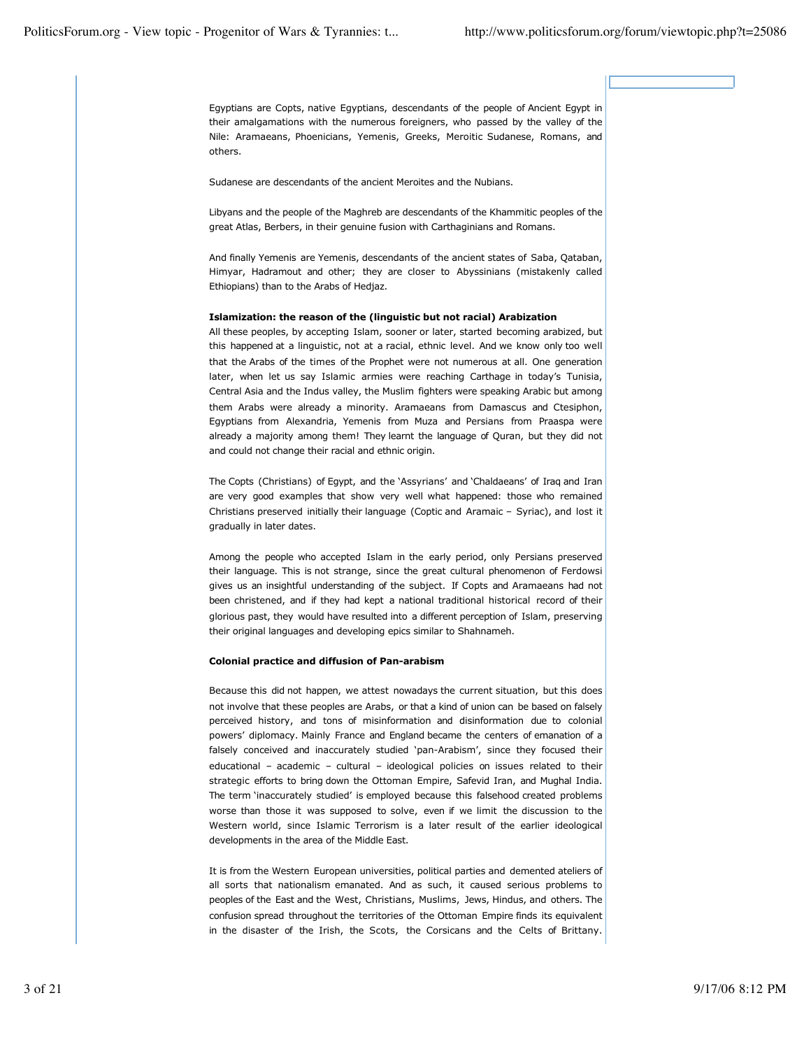Egyptians are Copts, native Egyptians, descendants of the people of Ancient Egypt in their amalgamations with the numerous foreigners, who passed by the valley of the Nile: Aramaeans, Phoenicians, Yemenis, Greeks, Meroitic Sudanese, Romans, and others.

Sudanese are descendants of the ancient Meroites and the Nubians.

Libyans and the people of the Maghreb are descendants of the Khammitic peoples of the great Atlas, Berbers, in their genuine fusion with Carthaginians and Romans.

And finally Yemenis are Yemenis, descendants of the ancient states of Saba, Qataban, Himyar, Hadramout and other; they are closer to Abyssinians (mistakenly called Ethiopians) than to the Arabs of Hedjaz.

**Islamization: the reason of the (linguistic but not racial) Arabization**
All these peoples, by accepting Islam, sooner or later, started becoming arabized, but this happened at a linguistic, not at a racial, ethnic level. And we know only too well that the Arabs of the times of the Prophet were not numerous at all. One generation later, when let us say Islamic armies were reaching Carthage in today's Tunisia, Central Asia and the Indus valley, the Muslim fighters were speaking Arabic but among them Arabs were already a minority. Aramaeans from Damascus and Ctesiphon, Egyptians from Alexandria, Yemenis from Muza and Persians from Praaspa were already a majority among them! They learnt the language of Quran, but they did not and could not change their racial and ethnic origin.

The Copts (Christians) of Egypt, and the 'Assyrians' and 'Chaldaeans' of Iraq and Iran are very good examples that show very well what happened: those who remained Christians preserved initially their language (Coptic and Aramaic – Syriac), and lost it gradually in later dates.

Among the people who accepted Islam in the early period, only Persians preserved their language. This is not strange, since the great cultural phenomenon of Ferdowsi gives us an insightful understanding of the subject. If Copts and Aramaeans had not been christened, and if they had kept a national traditional historical record of their glorious past, they would have resulted into a different perception of Islam, preserving their original languages and developing epics similar to Shahnameh.

**Colonial practice and diffusion of Pan-arabism**

Because this did not happen, we attest nowadays the current situation, but this does not involve that these peoples are Arabs, or that a kind of union can be based on falsely perceived history, and tons of misinformation and disinformation due to colonial powers' diplomacy. Mainly France and England became the centers of emanation of a falsely conceived and inaccurately studied 'pan-Arabism', since they focused their educational – academic – cultural – ideological policies on issues related to their strategic efforts to bring down the Ottoman Empire, Safevid Iran, and Mughal India. The term 'inaccurately studied' is employed because this falsehood created problems worse than those it was supposed to solve, even if we limit the discussion to the Western world, since Islamic Terrorism is a later result of the earlier ideological developments in the area of the Middle East.

It is from the Western European universities, political parties and demented ateliers of all sorts that nationalism emanated. And as such, it caused serious problems to peoples of the East and the West, Christians, Muslims, Jews, Hindus, and others. The confusion spread throughout the territories of the Ottoman Empire finds its equivalent in the disaster of the Irish, the Scots, the Corsicans and the Celts of Brittany.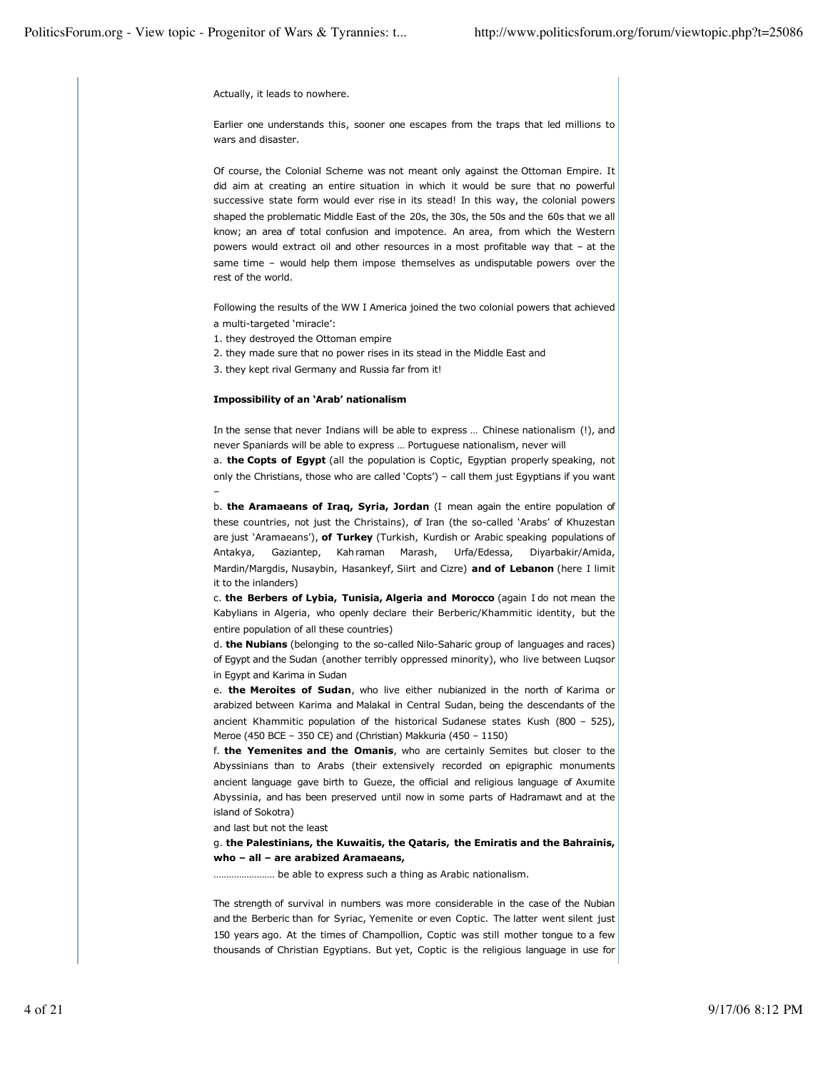Actually, it leads to nowhere.

Earlier one understands this, sooner one escapes from the traps that led millions to wars and disaster.

Of course, the Colonial Scheme was not meant only against the Ottoman Empire. It did aim at creating an entire situation in which it would be sure that no powerful successive state form would ever rise in its stead! In this way, the colonial powers shaped the problematic Middle East of the 20s, the 30s, the 50s and the 60s that we all know; an area of total confusion and impotence. An area, from which the Western powers would extract oil and other resources in a most profitable way that – at the same time – would help them impose themselves as undisputable powers over the rest of the world.

Following the results of the WW I America joined the two colonial powers that achieved a multi-targeted 'miracle':

1. they destroyed the Ottoman empire
2. they made sure that no power rises in its stead in the Middle East and
3. they kept rival Germany and Russia far from it!

**Impossibility of an 'Arab' nationalism**

In the sense that never Indians will be able to express … Chinese nationalism (!), and never Spaniards will be able to express … Portuguese nationalism, never will

a. **the Copts of Egypt** (all the population is Coptic, Egyptian properly speaking, not only the Christians, those who are called 'Copts') – call them just Egyptians if you want –

b. **the Aramaeans of Iraq, Syria, Jordan** (I mean again the entire population of these countries, not just the Christains), of Iran (the so-called 'Arabs' of Khuzestan are just 'Aramaeans'), **of Turkey** (Turkish, Kurdish or Arabic speaking populations of Antakya, Gaziantep, Kahraman Marash, Urfa/Edessa, Diyarbakir/Amida, Mardin/Margdis, Nusaybin, Hasankeyf, Siirt and Cizre) **and of Lebanon** (here I limit it to the inlanders)

c. **the Berbers of Lybia, Tunisia, Algeria and Morocco** (again I do not mean the Kabylians in Algeria, who openly declare their Berberic/Khammitic identity, but the entire population of all these countries)

d. **the Nubians** (belonging to the so-called Nilo-Saharic group of languages and races) of Egypt and the Sudan (another terribly oppressed minority), who live between Luqsor in Egypt and Karima in Sudan

e. **the Meroites of Sudan**, who live either nubianized in the north of Karima or arabized between Karima and Malakal in Central Sudan, being the descendants of the ancient Khammitic population of the historical Sudanese states Kush (800 – 525), Meroe (450 BCE – 350 CE) and (Christian) Makkuria (450 – 1150)

f. **the Yemenites and the Omanis**, who are certainly Semites but closer to the Abyssinians than to Arabs (their extensively recorded on epigraphic monuments ancient language gave birth to Gueze, the official and religious language of Axumite Abyssinia, and has been preserved until now in some parts of Hadramawt and at the island of Sokotra)

and last but not the least

g. **the Palestinians, the Kuwaitis, the Qataris, the Emiratis and the Bahrainis, who – all – are arabized Aramaeans,**

…………………… be able to express such a thing as Arabic nationalism.

The strength of survival in numbers was more considerable in the case of the Nubian and the Berberic than for Syriac, Yemenite or even Coptic. The latter went silent just 150 years ago. At the times of Champollion, Coptic was still mother tongue to a few thousands of Christian Egyptians. But yet, Coptic is the religious language in use for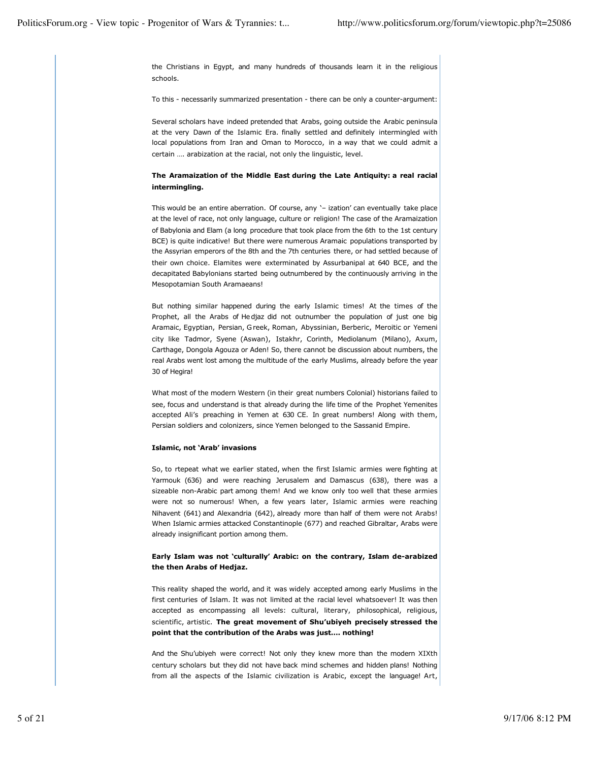the Christians in Egypt, and many hundreds of thousands learn it in the religious schools.

To this - necessarily summarized presentation - there can be only a counter-argument:

Several scholars have indeed pretended that Arabs, going outside the Arabic peninsula at the very Dawn of the Islamic Era. finally settled and definitely intermingled with local populations from Iran and Oman to Morocco, in a way that we could admit a certain …. arabization at the racial, not only the linguistic, level.

**The Aramaization of the Middle East during the Late Antiquity: a real racial intermingling.**

This would be an entire aberration. Of course, any '– ization' can eventually take place at the level of race, not only language, culture or religion! The case of the Aramaization of Babylonia and Elam (a long procedure that took place from the 6th to the 1st century BCE) is quite indicative! But there were numerous Aramaic populations transported by the Assyrian emperors of the 8th and the 7th centuries there, or had settled because of their own choice. Elamites were exterminated by Assurbanipal at 640 BCE, and the decapitated Babylonians started being outnumbered by the continuously arriving in the Mesopotamian South Aramaeans!

But nothing similar happened during the early Islamic times! At the times of the Prophet, all the Arabs of Hedjaz did not outnumber the population of just one big Aramaic, Egyptian, Persian, Greek, Roman, Abyssinian, Berberic, Meroitic or Yemeni city like Tadmor, Syene (Aswan), Istakhr, Corinth, Mediolanum (Milano), Axum, Carthage, Dongola Agouza or Aden! So, there cannot be discussion about numbers, the real Arabs went lost among the multitude of the early Muslims, already before the year 30 of Hegira!

What most of the modern Western (in their great numbers Colonial) historians failed to see, focus and understand is that already during the life time of the Prophet Yemenites accepted Ali's preaching in Yemen at 630 CE. In great numbers! Along with them, Persian soldiers and colonizers, since Yemen belonged to the Sassanid Empire.

**Islamic, not 'Arab' invasions**

So, to rtepeat what we earlier stated, when the first Islamic armies were fighting at Yarmouk (636) and were reaching Jerusalem and Damascus (638), there was a sizeable non-Arabic part among them! And we know only too well that these armies were not so numerous! When, a few years later, Islamic armies were reaching Nihavent (641) and Alexandria (642), already more than half of them were not Arabs! When Islamic armies attacked Constantinople (677) and reached Gibraltar, Arabs were already insignificant portion among them.

**Early Islam was not 'culturally' Arabic: on the contrary, Islam de-arabized the then Arabs of Hedjaz.**

This reality shaped the world, and it was widely accepted among early Muslims in the first centuries of Islam. It was not limited at the racial level whatsoever! It was then accepted as encompassing all levels: cultural, literary, philosophical, religious, scientific, artistic. **The great movement of Shu'ubiyeh precisely stressed the point that the contribution of the Arabs was just…. nothing!**

And the Shu'ubiyeh were correct! Not only they knew more than the modern XIXth century scholars but they did not have back mind schemes and hidden plans! Nothing from all the aspects of the Islamic civilization is Arabic, except the language! Art,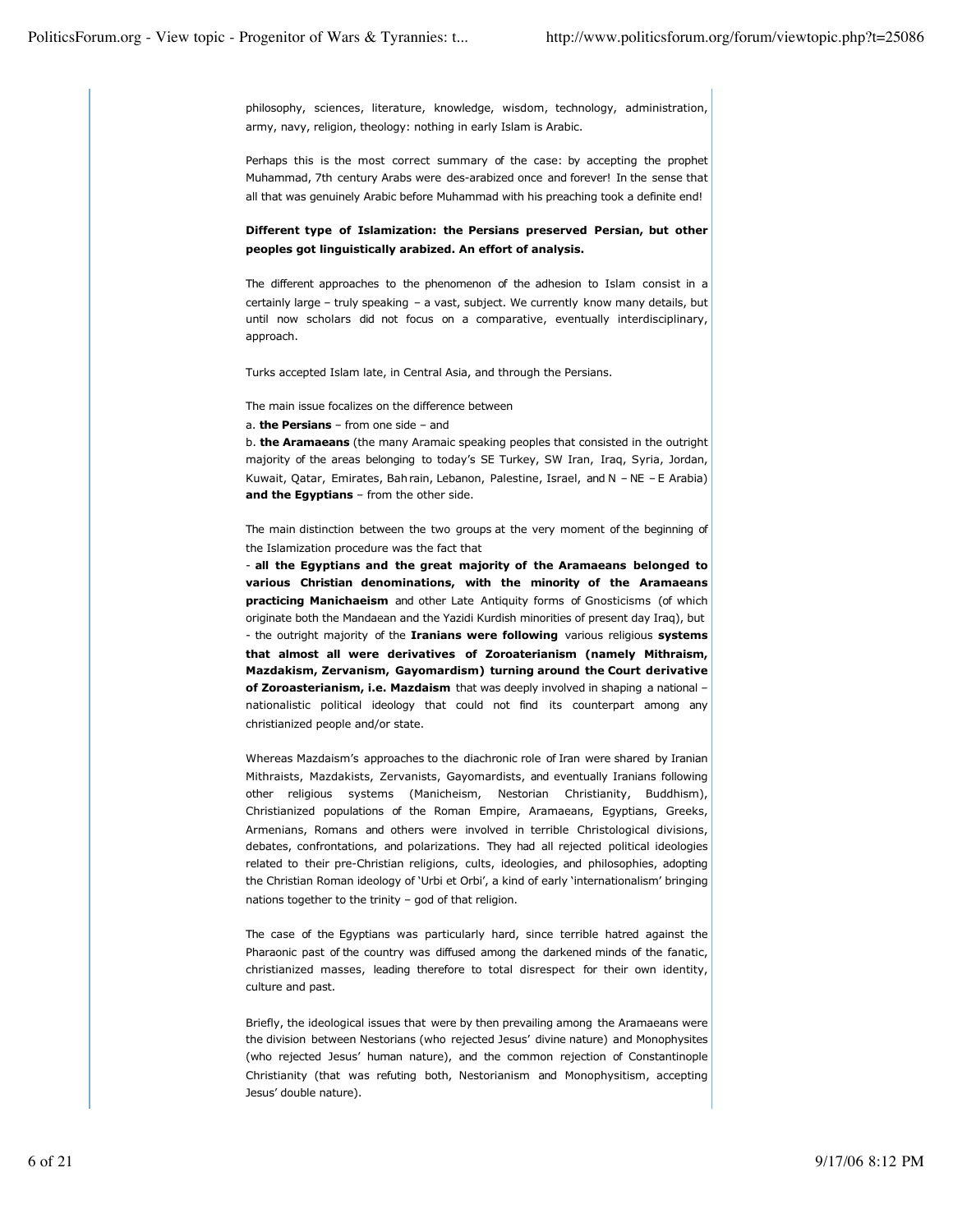philosophy, sciences, literature, knowledge, wisdom, technology, administration, army, navy, religion, theology: nothing in early Islam is Arabic.

Perhaps this is the most correct summary of the case: by accepting the prophet Muhammad, 7th century Arabs were des-arabized once and forever! In the sense that all that was genuinely Arabic before Muhammad with his preaching took a definite end!

**Different type of Islamization: the Persians preserved Persian, but other peoples got linguistically arabized. An effort of analysis.**

The different approaches to the phenomenon of the adhesion to Islam consist in a certainly large – truly speaking – a vast, subject. We currently know many details, but until now scholars did not focus on a comparative, eventually interdisciplinary, approach.

Turks accepted Islam late, in Central Asia, and through the Persians.

The main issue focalizes on the difference between

a. **the Persians** – from one side – and

b. **the Aramaeans** (the many Aramaic speaking peoples that consisted in the outright majority of the areas belonging to today's SE Turkey, SW Iran, Iraq, Syria, Jordan, Kuwait, Qatar, Emirates, Bahrain, Lebanon, Palestine, Israel, and N – NE – E Arabia) **and the Egyptians** – from the other side.

The main distinction between the two groups at the very moment of the beginning of the Islamization procedure was the fact that

- **all the Egyptians and the great majority of the Aramaeans belonged to various Christian denominations, with the minority of the Aramaeans practicing Manichaeism** and other Late Antiquity forms of Gnosticisms (of which originate both the Mandaean and the Yazidi Kurdish minorities of present day Iraq), but
- the outright majority of the **Iranians were following** various religious **systems that almost all were derivatives of Zoroaterianism (namely Mithraism, Mazdakism, Zervanism, Gayomardism) turning around the Court derivative of Zoroasterianism, i.e. Mazdaism** that was deeply involved in shaping a national – nationalistic political ideology that could not find its counterpart among any christianized people and/or state.

Whereas Mazdaism's approaches to the diachronic role of Iran were shared by Iranian Mithraists, Mazdakists, Zervanists, Gayomardists, and eventually Iranians following other religious systems (Manicheism, Nestorian Christianity, Buddhism), Christianized populations of the Roman Empire, Aramaeans, Egyptians, Greeks, Armenians, Romans and others were involved in terrible Christological divisions, debates, confrontations, and polarizations. They had all rejected political ideologies related to their pre-Christian religions, cults, ideologies, and philosophies, adopting the Christian Roman ideology of 'Urbi et Orbi', a kind of early 'internationalism' bringing nations together to the trinity – god of that religion.

The case of the Egyptians was particularly hard, since terrible hatred against the Pharaonic past of the country was diffused among the darkened minds of the fanatic, christianized masses, leading therefore to total disrespect for their own identity, culture and past.

Briefly, the ideological issues that were by then prevailing among the Aramaeans were the division between Nestorians (who rejected Jesus' divine nature) and Monophysites (who rejected Jesus' human nature), and the common rejection of Constantinople Christianity (that was refuting both, Nestorianism and Monophysitism, accepting Jesus' double nature).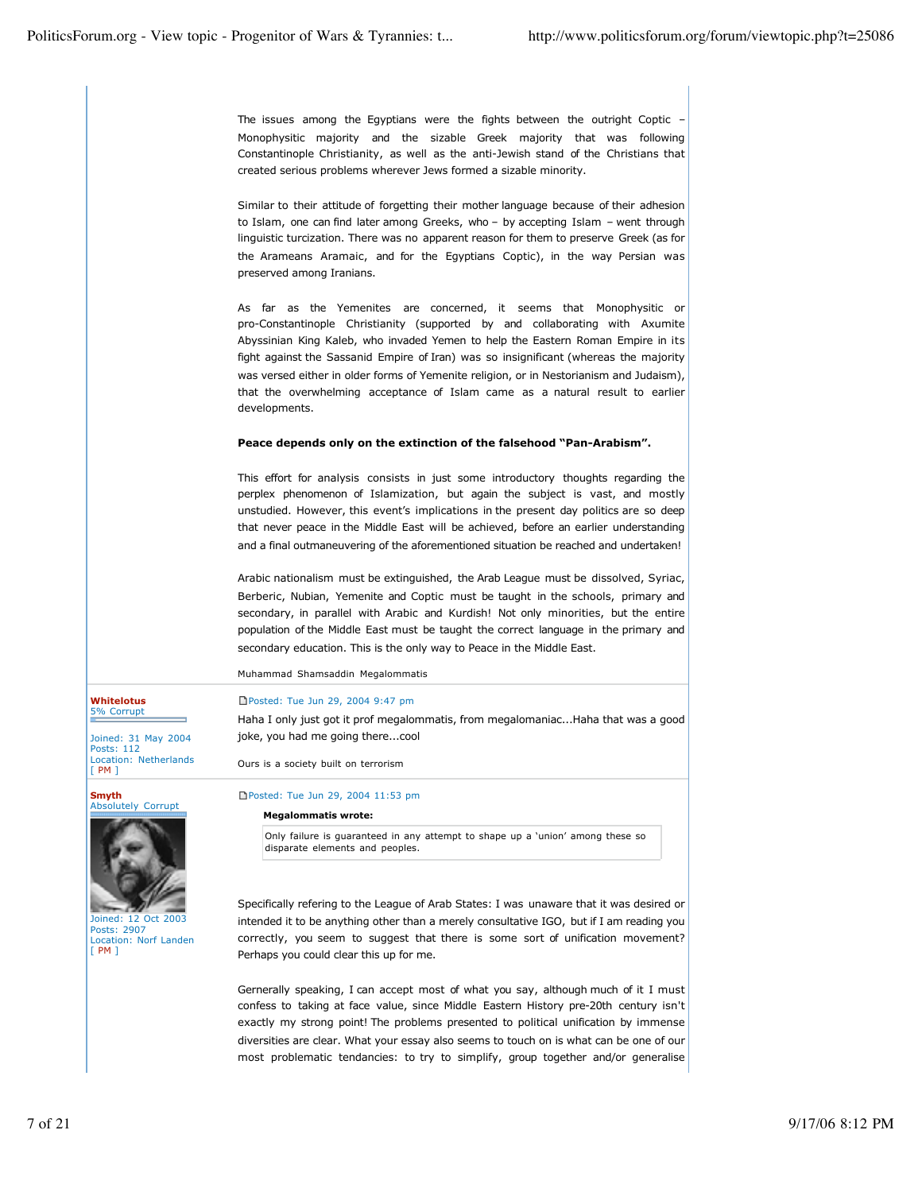The issues among the Egyptians were the fights between the outright Coptic – Monophysitic majority and the sizable Greek majority that was following Constantinople Christianity, as well as the anti-Jewish stand of the Christians that created serious problems wherever Jews formed a sizable minority.

Similar to their attitude of forgetting their mother language because of their adhesion to Islam, one can find later among Greeks, who – by accepting Islam – went through linguistic turcization. There was no apparent reason for them to preserve Greek (as for the Arameans Aramaic, and for the Egyptians Coptic), in the way Persian was preserved among Iranians.

As far as the Yemenites are concerned, it seems that Monophysitic or pro-Constantinople Christianity (supported by and collaborating with Axumite Abyssinian King Kaleb, who invaded Yemen to help the Eastern Roman Empire in its fight against the Sassanid Empire of Iran) was so insignificant (whereas the majority was versed either in older forms of Yemenite religion, or in Nestorianism and Judaism), that the overwhelming acceptance of Islam came as a natural result to earlier developments.

**Peace depends only on the extinction of the falsehood "Pan-Arabism".**

This effort for analysis consists in just some introductory thoughts regarding the perplex phenomenon of Islamization, but again the subject is vast, and mostly unstudied. However, this event's implications in the present day politics are so deep that never peace in the Middle East will be achieved, before an earlier understanding and a final outmaneuvering of the aforementioned situation be reached and undertaken!

Arabic nationalism must be extinguished, the Arab League must be dissolved, Syriac, Berberic, Nubian, Yemenite and Coptic must be taught in the schools, primary and secondary, in parallel with Arabic and Kurdish! Not only minorities, but the entire population of the Middle East must be taught the correct language in the primary and secondary education. This is the only way to Peace in the Middle East.

Muhammad Shamsaddin Megalommatis

---

**Whitelotus**
5% Corrupt

Joined: 31 May 2004
Posts: 112
Location: Netherlands
[ PM ]

Posted: Tue Jun 29, 2004 9:47 pm

Haha I only just got it prof megalommatis, from megalomaniac...Haha that was a good joke, you had me going there...cool

Ours is a society built on terrorism

---

**Smyth**
Absolutely Corrupt

Joined: 12 Oct 2003
Posts: 2907
Location: Norf Landen
[ PM ]

Posted: Tue Jun 29, 2004 11:53 pm

> **Megalommatis wrote:**
>
> Only failure is guaranteed in any attempt to shape up a 'union' among these so disparate elements and peoples.

Specifically refering to the League of Arab States: I was unaware that it was desired or intended it to be anything other than a merely consultative IGO, but if I am reading you correctly, you seem to suggest that there is some sort of unification movement? Perhaps you could clear this up for me.

Gernerally speaking, I can accept most of what you say, although much of it I must confess to taking at face value, since Middle Eastern History pre-20th century isn't exactly my strong point! The problems presented to political unification by immense diversities are clear. What your essay also seems to touch on is what can be one of our most problematic tendancies: to try to simplify, group together and/or generalise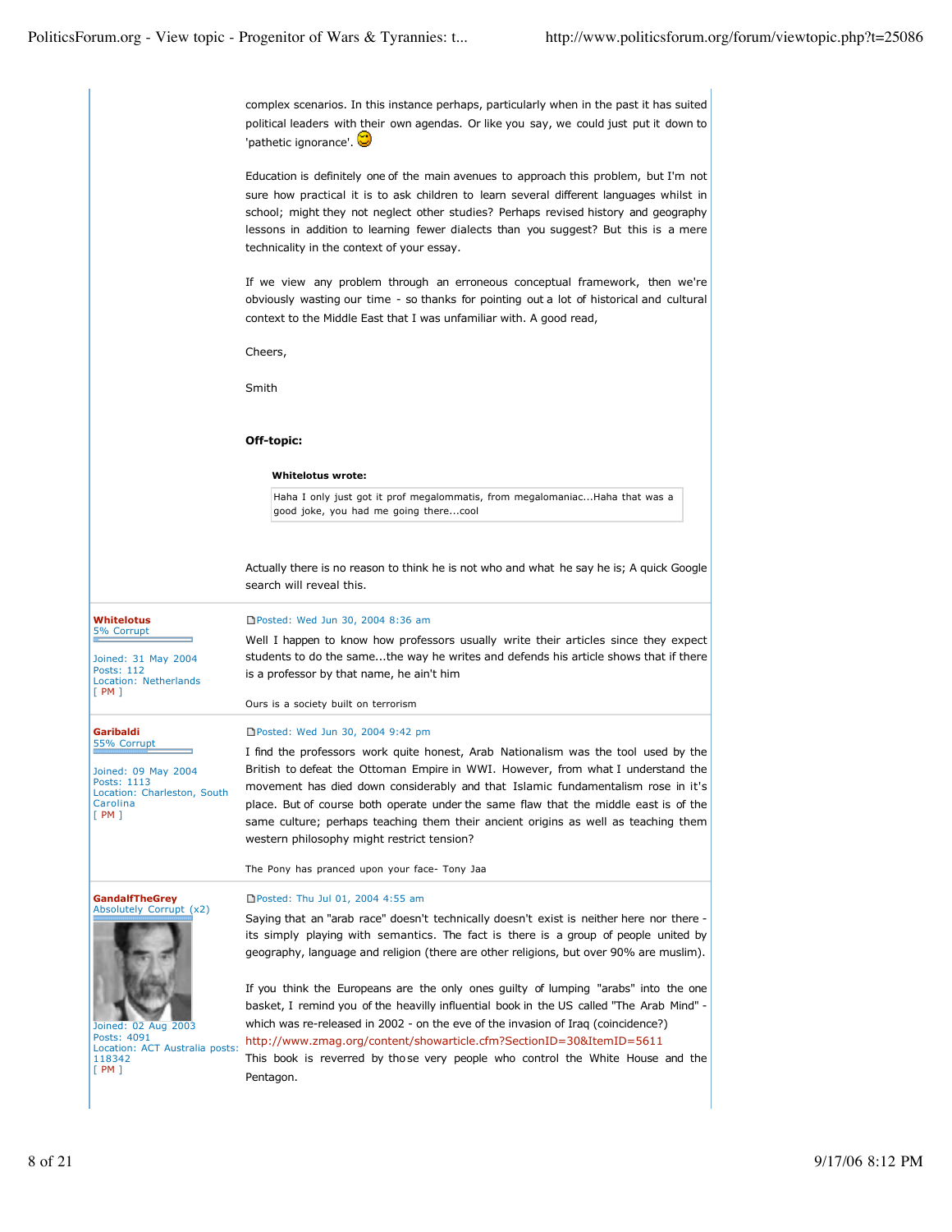complex scenarios. In this instance perhaps, particularly when in the past it has suited political leaders with their own agendas. Or like you say, we could just put it down to 'pathetic ignorance'.

Education is definitely one of the main avenues to approach this problem, but I'm not sure how practical it is to ask children to learn several different languages whilst in school; might they not neglect other studies? Perhaps revised history and geography lessons in addition to learning fewer dialects than you suggest? But this is a mere technicality in the context of your essay.

If we view any problem through an erroneous conceptual framework, then we're obviously wasting our time - so thanks for pointing out a lot of historical and cultural context to the Middle East that I was unfamiliar with. A good read,

Cheers,

Smith

**Off-topic:**

> **Whitelotus wrote:**
> Haha I only just got it prof megalommatis, from megalomaniac...Haha that was a good joke, you had me going there...cool

Actually there is no reason to think he is not who and what he say he is; A quick Google search will reveal this.

---

**Whitelotus**
5% Corrupt

Joined: 31 May 2004
Posts: 112
Location: Netherlands
[ PM ]

Posted: Wed Jun 30, 2004 8:36 am

Well I happen to know how professors usually write their articles since they expect students to do the same...the way he writes and defends his article shows that if there is a professor by that name, he ain't him

Ours is a society built on terrorism

---

**Garibaldi**
55% Corrupt

Joined: 09 May 2004
Posts: 1113
Location: Charleston, South Carolina
[ PM ]

Posted: Wed Jun 30, 2004 9:42 pm

I find the professors work quite honest, Arab Nationalism was the tool used by the British to defeat the Ottoman Empire in WWI. However, from what I understand the movement has died down considerably and that Islamic fundamentalism rose in it's place. But of course both operate under the same flaw that the middle east is of the same culture; perhaps teaching them their ancient origins as well as teaching them western philosophy might restrict tension?

The Pony has pranced upon your face- Tony Jaa

---

**GandalfTheGrey**
Absolutely Corrupt (x2)

Joined: 02 Aug 2003
Posts: 4091
Location: ACT Australia posts: 118342
[ PM ]

Posted: Thu Jul 01, 2004 4:55 am

Saying that an "arab race" doesn't technically doesn't exist is neither here nor there - its simply playing with semantics. The fact is there is a group of people united by geography, language and religion (there are other religions, but over 90% are muslim).

If you think the Europeans are the only ones guilty of lumping "arabs" into the one basket, I remind you of the heavily influential book in the US called "The Arab Mind" - which was re-released in 2002 - on the eve of the invasion of Iraq (coincidence?)
http://www.zmag.org/content/showarticle.cfm?SectionID=30&ItemID=5611
This book is reverred by those very people who control the White House and the Pentagon.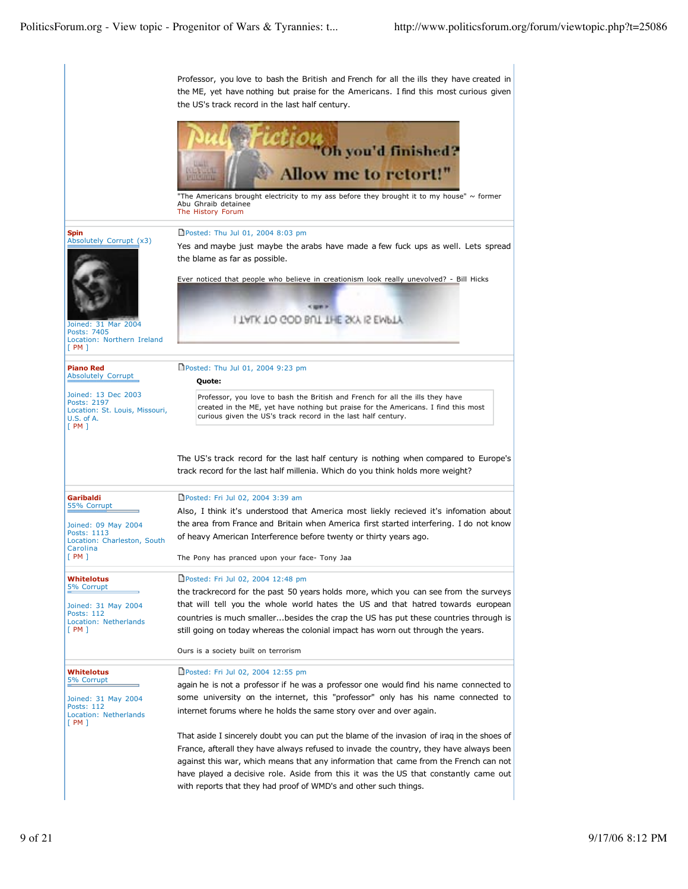Professor, you love to bash the British and French for all the ills they have created in the ME, yet have nothing but praise for the Americans. I find this most curious given the US's track record in the last half century.

"The Americans brought electricity to my ass before they brought it to my house" ~ former Abu Ghraib detainee
The History Forum

---

**Spin**
Absolutely Corrupt (x3)

Joined: 31 Mar 2004
Posts: 7405
Location: Northern Ireland
[ PM ]

Posted: Thu Jul 01, 2004 8:03 pm

Yes and maybe just maybe the arabs have made a few fuck ups as well. Lets spread the blame as far as possible.

Ever noticed that people who believe in creationism look really unevolved? - Bill Hicks

---

**Piano Red**
Absolutely Corrupt

Joined: 13 Dec 2003
Posts: 2197
Location: St. Louis, Missouri, U.S. of A.
[ PM ]

Posted: Thu Jul 01, 2004 9:23 pm

**Quote:**

> Professor, you love to bash the British and French for all the ills they have created in the ME, yet have nothing but praise for the Americans. I find this most curious given the US's track record in the last half century.

The US's track record for the last half century is nothing when compared to Europe's track record for the last half millenia. Which do you think holds more weight?

---

**Garibaldi**
55% Corrupt

Joined: 09 May 2004
Posts: 1113
Location: Charleston, South Carolina
[ PM ]

Posted: Fri Jul 02, 2004 3:39 am

Also, I think it's understood that America most liekly recieved it's infomation about the area from France and Britain when America first started interfering. I do not know of heavy American Interference before twenty or thirty years ago.

The Pony has pranced upon your face- Tony Jaa

---

**Whitelotus**
5% Corrupt

Joined: 31 May 2004
Posts: 112
Location: Netherlands
[ PM ]

Posted: Fri Jul 02, 2004 12:48 pm

the trackrecord for the past 50 years holds more, which you can see from the surveys that will tell you the whole world hates the US and that hatred towards european countries is much smaller...besides the crap the US has put these countries through is still going on today whereas the colonial impact has worn out through the years.

Ours is a society built on terrorism

---

**Whitelotus**
5% Corrupt

Joined: 31 May 2004
Posts: 112
Location: Netherlands
[ PM ]

Posted: Fri Jul 02, 2004 12:55 pm

again he is not a professor if he was a professor one would find his name connected to some university on the internet, this "professor" only has his name connected to internet forums where he holds the same story over and over again.

That aside I sincerely doubt you can put the blame of the invasion of iraq in the shoes of France, afterall they have always refused to invade the country, they have always been against this war, which means that any information that came from the French can not have played a decisive role. Aside from this it was the US that constantly came out with reports that they had proof of WMD's and other such things.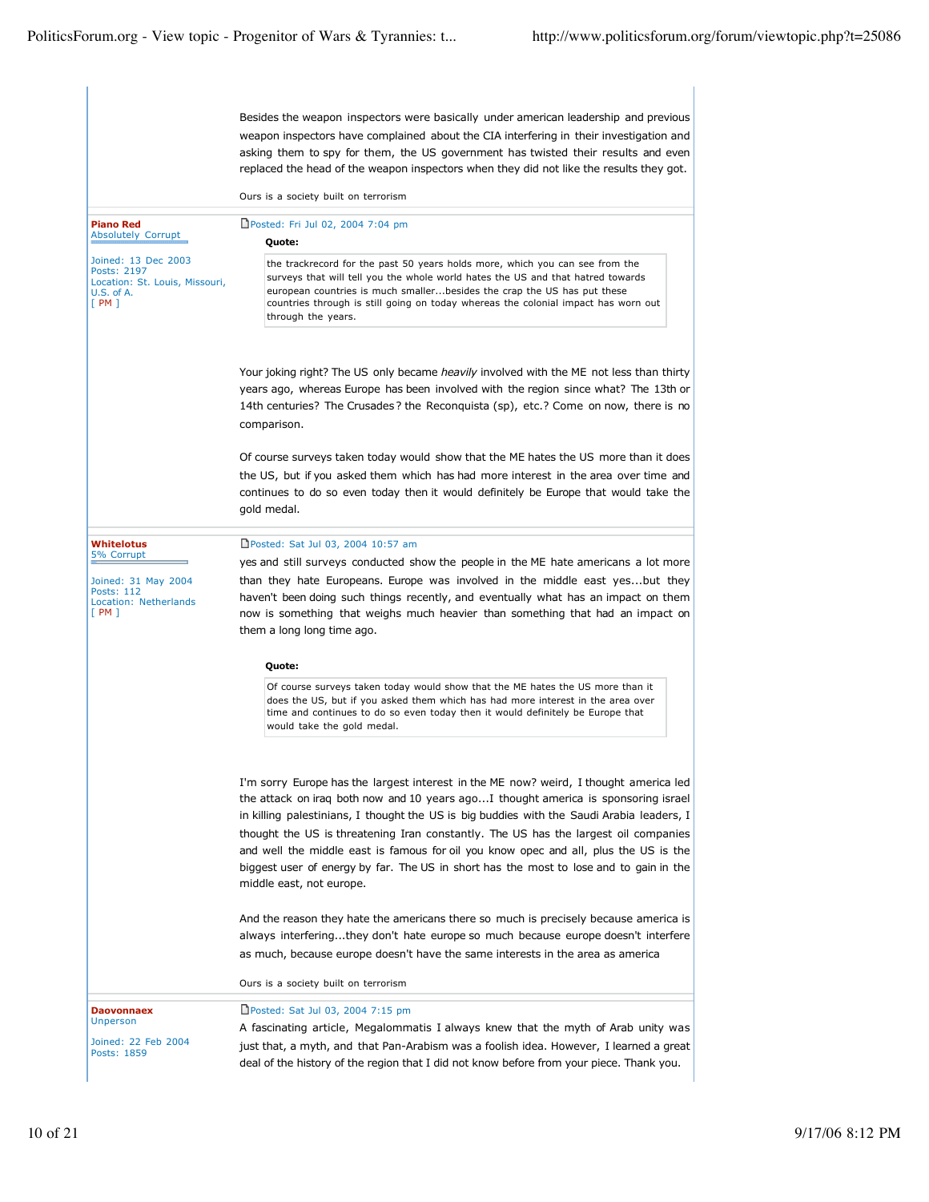Besides the weapon inspectors were basically under american leadership and previous weapon inspectors have complained about the CIA interfering in their investigation and asking them to spy for them, the US government has twisted their results and even replaced the head of the weapon inspectors when they did not like the results they got.

Ours is a society built on terrorism

---

**Piano Red**
Absolutely Corrupt

Joined: 13 Dec 2003
Posts: 2197
Location: St. Louis, Missouri, U.S. of A.
[ PM ]

Posted: Fri Jul 02, 2004 7:04 pm

**Quote:**

> the trackrecord for the past 50 years holds more, which you can see from the surveys that will tell you the whole world hates the US and that hatred towards european countries is much smaller...besides the crap the US has put these countries through is still going on today whereas the colonial impact has worn out through the years.

Your joking right? The US only became *heavily* involved with the ME not less than thirty years ago, whereas Europe has been involved with the region since what? The 13th or 14th centuries? The Crusades? the Reconquista (sp), etc.? Come on now, there is no comparison.

Of course surveys taken today would show that the ME hates the US more than it does the US, but if you asked them which has had more interest in the area over time and continues to do so even today then it would definitely be Europe that would take the gold medal.

---

**Whitelotus**
5% Corrupt

Joined: 31 May 2004
Posts: 112
Location: Netherlands
[ PM ]

Posted: Sat Jul 03, 2004 10:57 am

yes and still surveys conducted show the people in the ME hate americans a lot more than they hate Europeans. Europe was involved in the middle east yes...but they haven't been doing such things recently, and eventually what has an impact on them now is something that weighs much heavier than something that had an impact on them a long long time ago.

**Quote:**

> Of course surveys taken today would show that the ME hates the US more than it does the US, but if you asked them which has had more interest in the area over time and continues to do so even today then it would definitely be Europe that would take the gold medal.

I'm sorry Europe has the largest interest in the ME now? weird, I thought america led the attack on iraq both now and 10 years ago...I thought america is sponsoring israel in killing palestinians, I thought the US is big buddies with the Saudi Arabia leaders, I thought the US is threatening Iran constantly. The US has the largest oil companies and well the middle east is famous for oil you know opec and all, plus the US is the biggest user of energy by far. The US in short has the most to lose and to gain in the middle east, not europe.

And the reason they hate the americans there so much is precisely because america is always interfering...they don't hate europe so much because europe doesn't interfere as much, because europe doesn't have the same interests in the area as america

Ours is a society built on terrorism

---

**Daovonnaex**
Unperson

Joined: 22 Feb 2004
Posts: 1859

Posted: Sat Jul 03, 2004 7:15 pm

A fascinating article, Megalommatis I always knew that the myth of Arab unity was just that, a myth, and that Pan-Arabism was a foolish idea. However, I learned a great deal of the history of the region that I did not know before from your piece. Thank you.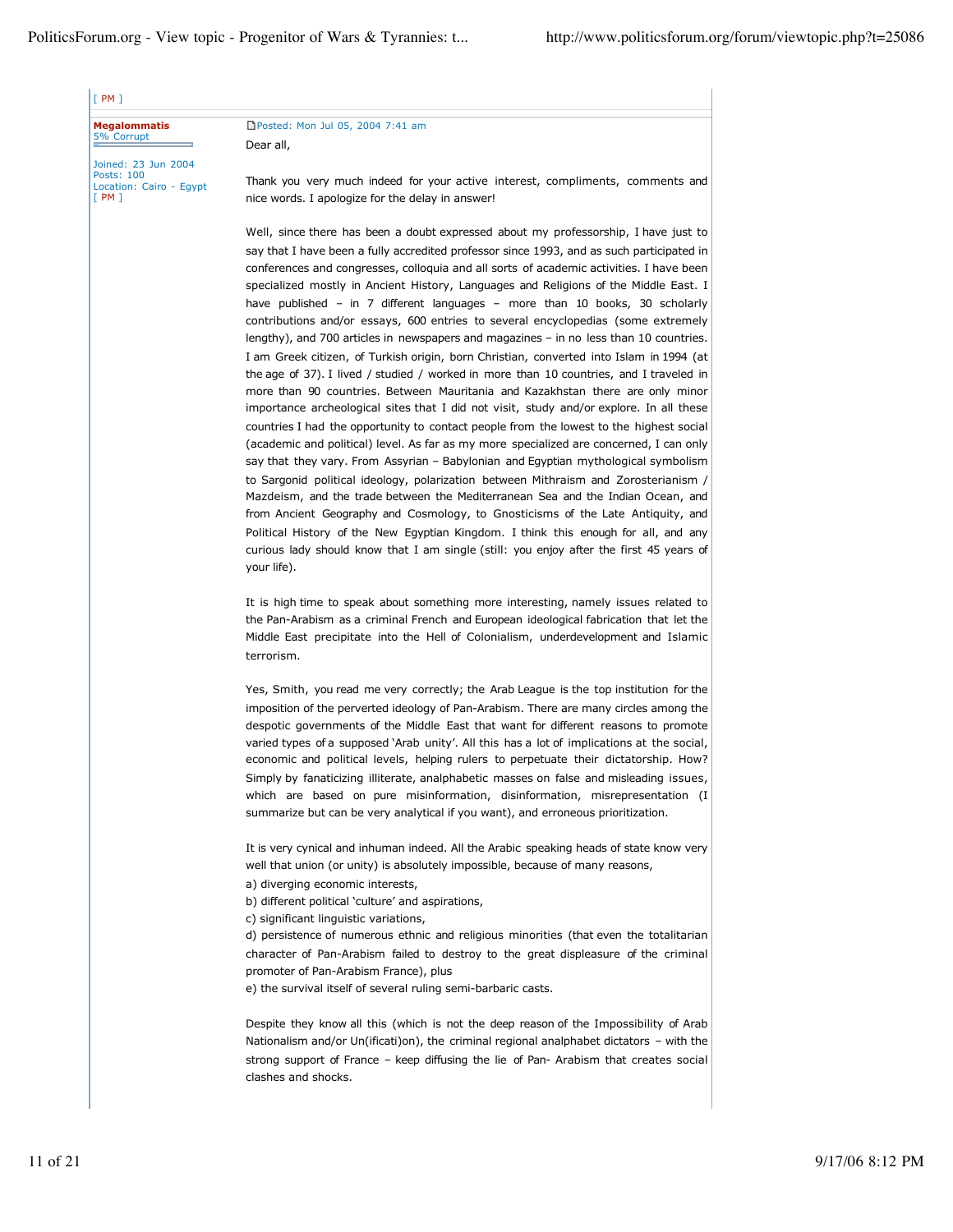[ PM ]

**Megalommatis**
5% Corrupt

Joined: 23 Jun 2004
Posts: 100
Location: Cairo - Egypt
[ PM ]

Posted: Mon Jul 05, 2004 7:41 am

Dear all,

Thank you very much indeed for your active interest, compliments, comments and nice words. I apologize for the delay in answer!

Well, since there has been a doubt expressed about my professorship, I have just to say that I have been a fully accredited professor since 1993, and as such participated in conferences and congresses, colloquia and all sorts of academic activities. I have been specialized mostly in Ancient History, Languages and Religions of the Middle East. I have published – in 7 different languages – more than 10 books, 30 scholarly contributions and/or essays, 600 entries to several encyclopedias (some extremely lengthy), and 700 articles in newspapers and magazines – in no less than 10 countries. I am Greek citizen, of Turkish origin, born Christian, converted into Islam in 1994 (at the age of 37). I lived / studied / worked in more than 10 countries, and I traveled in more than 90 countries. Between Mauritania and Kazakhstan there are only minor importance archeological sites that I did not visit, study and/or explore. In all these countries I had the opportunity to contact people from the lowest to the highest social (academic and political) level. As far as my more specialized are concerned, I can only say that they vary. From Assyrian – Babylonian and Egyptian mythological symbolism to Sargonid political ideology, polarization between Mithraism and Zorosterianism / Mazdeism, and the trade between the Mediterranean Sea and the Indian Ocean, and from Ancient Geography and Cosmology, to Gnosticisms of the Late Antiquity, and Political History of the New Egyptian Kingdom. I think this enough for all, and any curious lady should know that I am single (still: you enjoy after the first 45 years of your life).

It is high time to speak about something more interesting, namely issues related to the Pan-Arabism as a criminal French and European ideological fabrication that let the Middle East precipitate into the Hell of Colonialism, underdevelopment and Islamic terrorism.

Yes, Smith, you read me very correctly; the Arab League is the top institution for the imposition of the perverted ideology of Pan-Arabism. There are many circles among the despotic governments of the Middle East that want for different reasons to promote varied types of a supposed 'Arab unity'. All this has a lot of implications at the social, economic and political levels, helping rulers to perpetuate their dictatorship. How? Simply by fanaticizing illiterate, analphabetic masses on false and misleading issues, which are based on pure misinformation, disinformation, misrepresentation (I summarize but can be very analytical if you want), and erroneous prioritization.

It is very cynical and inhuman indeed. All the Arabic speaking heads of state know very well that union (or unity) is absolutely impossible, because of many reasons,
a) diverging economic interests,
b) different political 'culture' and aspirations,
c) significant linguistic variations,
d) persistence of numerous ethnic and religious minorities (that even the totalitarian character of Pan-Arabism failed to destroy to the great displeasure of the criminal promoter of Pan-Arabism France), plus
e) the survival itself of several ruling semi-barbaric casts.

Despite they know all this (which is not the deep reason of the Impossibility of Arab Nationalism and/or Un(ificati)on), the criminal regional analphabet dictators – with the strong support of France – keep diffusing the lie of Pan- Arabism that creates social clashes and shocks.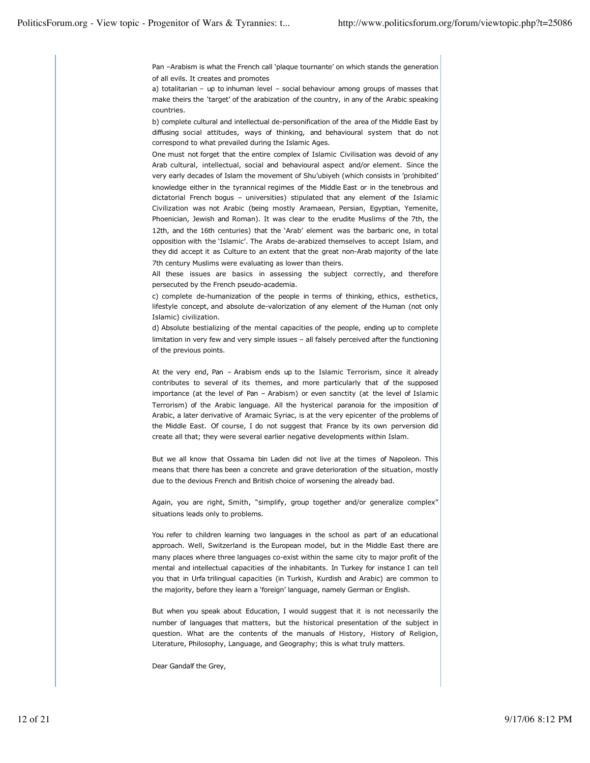Pan –Arabism is what the French call 'plaque tournante' on which stands the generation of all evils. It creates and promotes

a) totalitarian – up to inhuman level – social behaviour among groups of masses that make theirs the 'target' of the arabization of the country, in any of the Arabic speaking countries.

b) complete cultural and intellectual de-personification of the area of the Middle East by diffusing social attitudes, ways of thinking, and behavioural system that do not correspond to what prevailed during the Islamic Ages.

One must not forget that the entire complex of Islamic Civilisation was devoid of any Arab cultural, intellectual, social and behavioural aspect and/or element. Since the very early decades of Islam the movement of Shu'ubiyeh (which consists in 'prohibited' knowledge either in the tyrannical regimes of the Middle East or in the tenebrous and dictatorial French bogus – universities) stipulated that any element of the Islamic Civilization was not Arabic (being mostly Aramaean, Persian, Egyptian, Yemenite, Phoenician, Jewish and Roman). It was clear to the erudite Muslims of the 7th, the 12th, and the 16th centuries) that the 'Arab' element was the barbaric one, in total opposition with the 'Islamic'. The Arabs de-arabized themselves to accept Islam, and they did accept it as Culture to an extent that the great non-Arab majority of the late 7th century Muslims were evaluating as lower than theirs.

All these issues are basics in assessing the subject correctly, and therefore persecuted by the French pseudo-academia.

c) complete de-humanization of the people in terms of thinking, ethics, esthetics, lifestyle concept, and absolute de-valorization of any element of the Human (not only Islamic) civilization.

d) Absolute bestializing of the mental capacities of the people, ending up to complete limitation in very few and very simple issues – all falsely perceived after the functioning of the previous points.

At the very end, Pan – Arabism ends up to the Islamic Terrorism, since it already contributes to several of its themes, and more particularly that of the supposed importance (at the level of Pan – Arabism) or even sanctity (at the level of Islamic Terrorism) of the Arabic language. All the hysterical paranoia for the imposition of Arabic, a later derivative of Aramaic Syriac, is at the very epicenter of the problems of the Middle East. Of course, I do not suggest that France by its own perversion did create all that; they were several earlier negative developments within Islam.

But we all know that Ossama bin Laden did not live at the times of Napoleon. This means that there has been a concrete and grave deterioration of the situation, mostly due to the devious French and British choice of worsening the already bad.

Again, you are right, Smith, "simplify, group together and/or generalize complex" situations leads only to problems.

You refer to children learning two languages in the school as part of an educational approach. Well, Switzerland is the European model, but in the Middle East there are many places where three languages co-exist within the same city to major profit of the mental and intellectual capacities of the inhabitants. In Turkey for instance I can tell you that in Urfa trilingual capacities (in Turkish, Kurdish and Arabic) are common to the majority, before they learn a 'foreign' language, namely German or English.

But when you speak about Education, I would suggest that it is not necessarily the number of languages that matters, but the historical presentation of the subject in question. What are the contents of the manuals of History, History of Religion, Literature, Philosophy, Language, and Geography; this is what truly matters.

Dear Gandalf the Grey,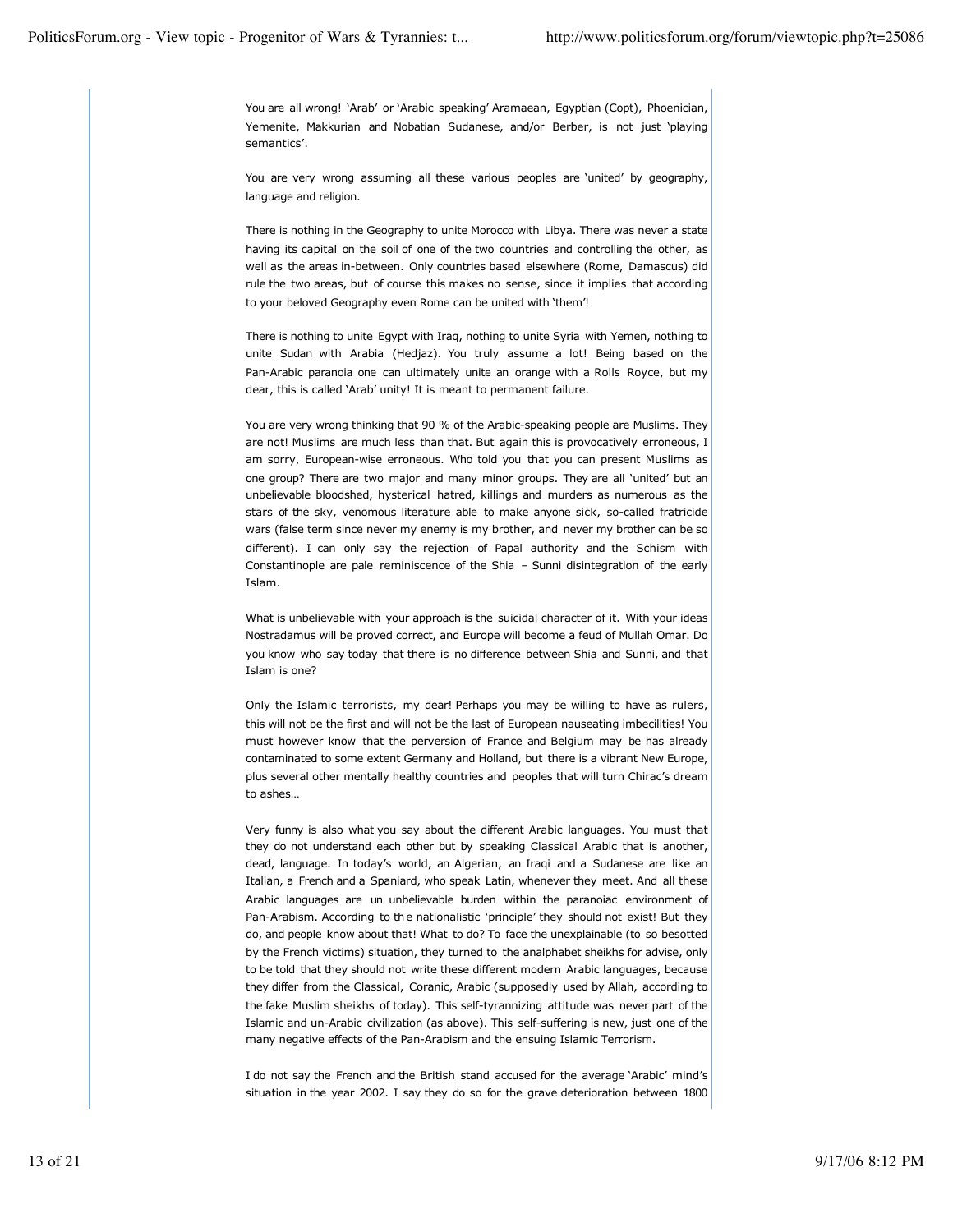You are all wrong! 'Arab' or 'Arabic speaking' Aramaean, Egyptian (Copt), Phoenician, Yemenite, Makkurian and Nobatian Sudanese, and/or Berber, is not just 'playing semantics'.

You are very wrong assuming all these various peoples are 'united' by geography, language and religion.

There is nothing in the Geography to unite Morocco with Libya. There was never a state having its capital on the soil of one of the two countries and controlling the other, as well as the areas in-between. Only countries based elsewhere (Rome, Damascus) did rule the two areas, but of course this makes no sense, since it implies that according to your beloved Geography even Rome can be united with 'them'!

There is nothing to unite Egypt with Iraq, nothing to unite Syria with Yemen, nothing to unite Sudan with Arabia (Hedjaz). You truly assume a lot! Being based on the Pan-Arabic paranoia one can ultimately unite an orange with a Rolls Royce, but my dear, this is called 'Arab' unity! It is meant to permanent failure.

You are very wrong thinking that 90 % of the Arabic-speaking people are Muslims. They are not! Muslims are much less than that. But again this is provocatively erroneous, I am sorry, European-wise erroneous. Who told you that you can present Muslims as one group? There are two major and many minor groups. They are all 'united' but an unbelievable bloodshed, hysterical hatred, killings and murders as numerous as the stars of the sky, venomous literature able to make anyone sick, so-called fratricide wars (false term since never my enemy is my brother, and never my brother can be so different). I can only say the rejection of Papal authority and the Schism with Constantinople are pale reminiscence of the Shia – Sunni disintegration of the early Islam.

What is unbelievable with your approach is the suicidal character of it. With your ideas Nostradamus will be proved correct, and Europe will become a feud of Mullah Omar. Do you know who say today that there is no difference between Shia and Sunni, and that Islam is one?

Only the Islamic terrorists, my dear! Perhaps you may be willing to have as rulers, this will not be the first and will not be the last of European nauseating imbecilities! You must however know that the perversion of France and Belgium may be has already contaminated to some extent Germany and Holland, but there is a vibrant New Europe, plus several other mentally healthy countries and peoples that will turn Chirac's dream to ashes…

Very funny is also what you say about the different Arabic languages. You must that they do not understand each other but by speaking Classical Arabic that is another, dead, language. In today's world, an Algerian, an Iraqi and a Sudanese are like an Italian, a French and a Spaniard, who speak Latin, whenever they meet. And all these Arabic languages are un unbelievable burden within the paranoiac environment of Pan-Arabism. According to the nationalistic 'principle' they should not exist! But they do, and people know about that! What to do? To face the unexplainable (to so besotted by the French victims) situation, they turned to the analphabet sheikhs for advise, only to be told that they should not write these different modern Arabic languages, because they differ from the Classical, Coranic, Arabic (supposedly used by Allah, according to the fake Muslim sheikhs of today). This self-tyrannizing attitude was never part of the Islamic and un-Arabic civilization (as above). This self-suffering is new, just one of the many negative effects of the Pan-Arabism and the ensuing Islamic Terrorism.

I do not say the French and the British stand accused for the average 'Arabic' mind's situation in the year 2002. I say they do so for the grave deterioration between 1800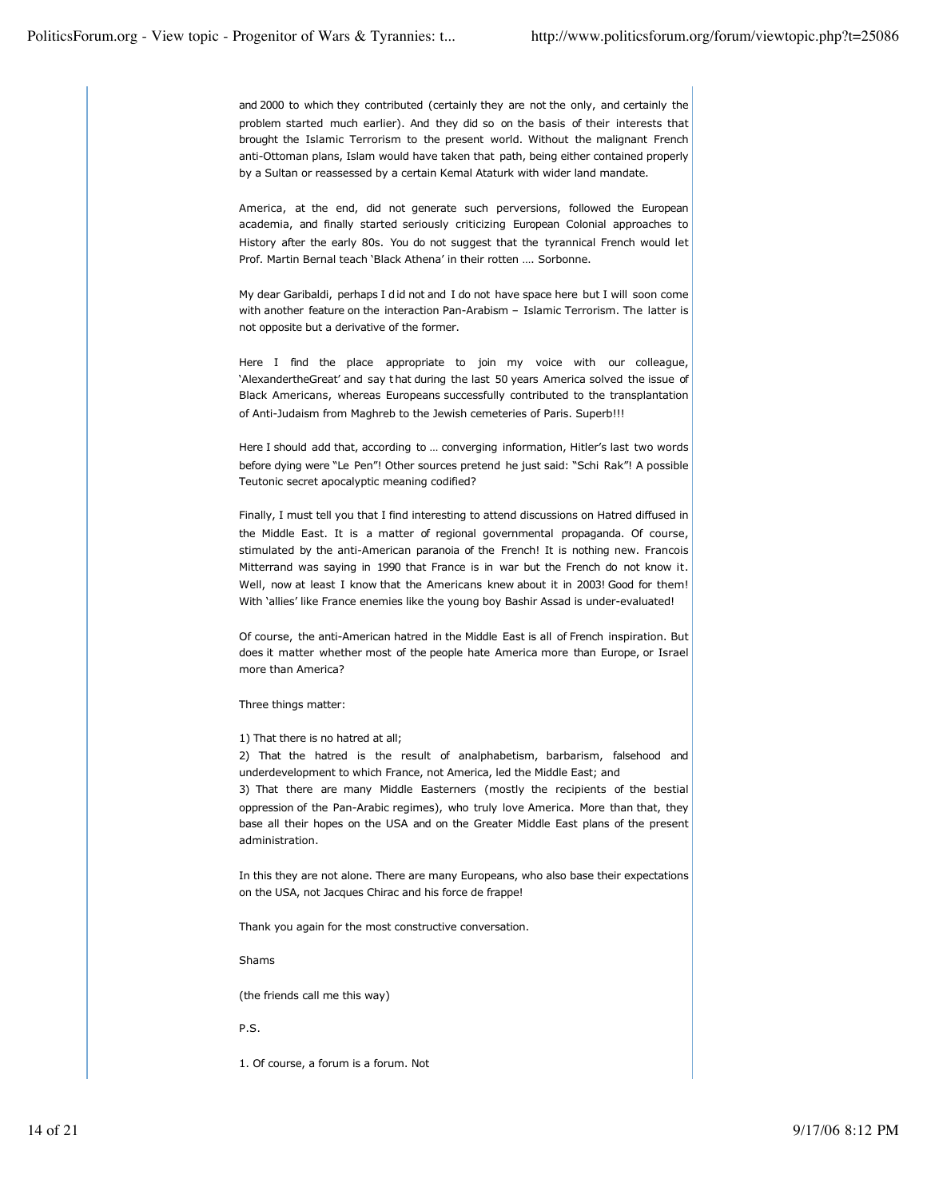and 2000 to which they contributed (certainly they are not the only, and certainly the problem started much earlier). And they did so on the basis of their interests that brought the Islamic Terrorism to the present world. Without the malignant French anti-Ottoman plans, Islam would have taken that path, being either contained properly by a Sultan or reassessed by a certain Kemal Ataturk with wider land mandate.

America, at the end, did not generate such perversions, followed the European academia, and finally started seriously criticizing European Colonial approaches to History after the early 80s. You do not suggest that the tyrannical French would let Prof. Martin Bernal teach 'Black Athena' in their rotten …. Sorbonne.

My dear Garibaldi, perhaps I did not and I do not have space here but I will soon come with another feature on the interaction Pan-Arabism – Islamic Terrorism. The latter is not opposite but a derivative of the former.

Here I find the place appropriate to join my voice with our colleague, 'AlexandertheGreat' and say that during the last 50 years America solved the issue of Black Americans, whereas Europeans successfully contributed to the transplantation of Anti-Judaism from Maghreb to the Jewish cemeteries of Paris. Superb!!!

Here I should add that, according to … converging information, Hitler's last two words before dying were "Le Pen"! Other sources pretend he just said: "Schi Rak"! A possible Teutonic secret apocalyptic meaning codified?

Finally, I must tell you that I find interesting to attend discussions on Hatred diffused in the Middle East. It is a matter of regional governmental propaganda. Of course, stimulated by the anti-American paranoia of the French! It is nothing new. Francois Mitterrand was saying in 1990 that France is in war but the French do not know it. Well, now at least I know that the Americans knew about it in 2003! Good for them! With 'allies' like France enemies like the young boy Bashir Assad is under-evaluated!

Of course, the anti-American hatred in the Middle East is all of French inspiration. But does it matter whether most of the people hate America more than Europe, or Israel more than America?

Three things matter:

1) That there is no hatred at all;
2) That the hatred is the result of analphabetism, barbarism, falsehood and underdevelopment to which France, not America, led the Middle East; and
3) That there are many Middle Easterners (mostly the recipients of the bestial oppression of the Pan-Arabic regimes), who truly love America. More than that, they base all their hopes on the USA and on the Greater Middle East plans of the present administration.

In this they are not alone. There are many Europeans, who also base their expectations on the USA, not Jacques Chirac and his force de frappe!

Thank you again for the most constructive conversation.

Shams

(the friends call me this way)

P.S.

1. Of course, a forum is a forum. Not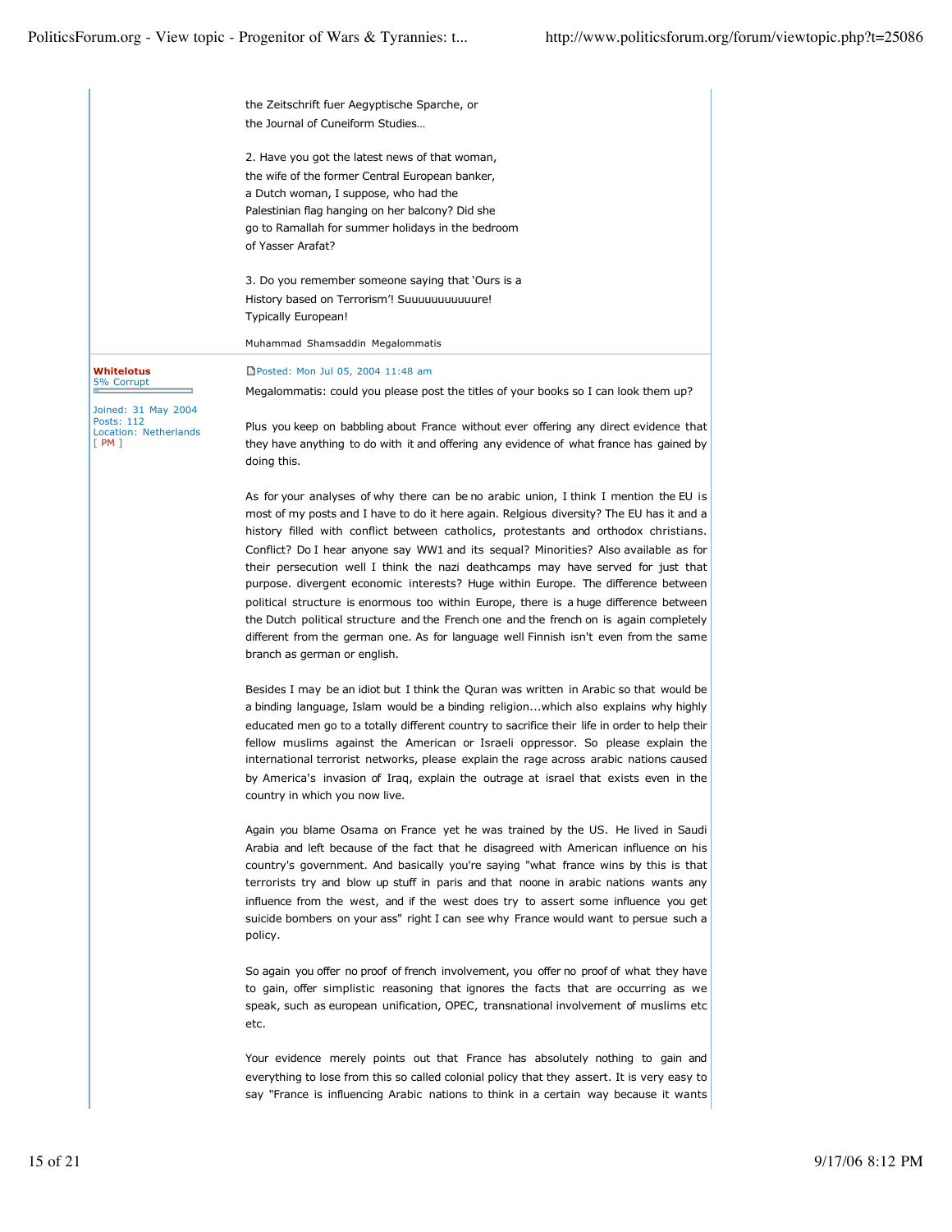the Zeitschrift fuer Aegyptische Sparche, or
the Journal of Cuneiform Studies…

2. Have you got the latest news of that woman,
the wife of the former Central European banker,
a Dutch woman, I suppose, who had the
Palestinian flag hanging on her balcony? Did she
go to Ramallah for summer holidays in the bedroom
of Yasser Arafat?

3. Do you remember someone saying that 'Ours is a
History based on Terrorism'! Suuuuuuuuuuure!
Typically European!

Muhammad Shamsaddin Megalommatis

---

**Whitelotus**
5% Corrupt

Joined: 31 May 2004
Posts: 112
Location: Netherlands
[ PM ]

Posted: Mon Jul 05, 2004 11:48 am

Megalommatis: could you please post the titles of your books so I can look them up?

Plus you keep on babbling about France without ever offering any direct evidence that they have anything to do with it and offering any evidence of what france has gained by doing this.

As for your analyses of why there can be no arabic union, I think I mention the EU is most of my posts and I have to do it here again. Relgious diversity? The EU has it and a history filled with conflict between catholics, protestants and orthodox christians. Conflict? Do I hear anyone say WW1 and its sequal? Minorities? Also available as for their persecution well I think the nazi deathcamps may have served for just that purpose. divergent economic interests? Huge within Europe. The difference between political structure is enormous too within Europe, there is a huge difference between the Dutch political structure and the French one and the french on is again completely different from the german one. As for language well Finnish isn't even from the same branch as german or english.

Besides I may be an idiot but I think the Quran was written in Arabic so that would be a binding language, Islam would be a binding religion...which also explains why highly educated men go to a totally different country to sacrifice their life in order to help their fellow muslims against the American or Israeli oppressor. So please explain the international terrorist networks, please explain the rage across arabic nations caused by America's invasion of Iraq, explain the outrage at israel that exists even in the country in which you now live.

Again you blame Osama on France yet he was trained by the US. He lived in Saudi Arabia and left because of the fact that he disagreed with American influence on his country's government. And basically you're saying "what france wins by this is that terrorists try and blow up stuff in paris and that noone in arabic nations wants any influence from the west, and if the west does try to assert some influence you get suicide bombers on your ass" right I can see why France would want to persue such a policy.

So again you offer no proof of french involvement, you offer no proof of what they have to gain, offer simplistic reasoning that ignores the facts that are occurring as we speak, such as european unification, OPEC, transnational involvement of muslims etc etc.

Your evidence merely points out that France has absolutely nothing to gain and everything to lose from this so called colonial policy that they assert. It is very easy to say "France is influencing Arabic nations to think in a certain way because it wants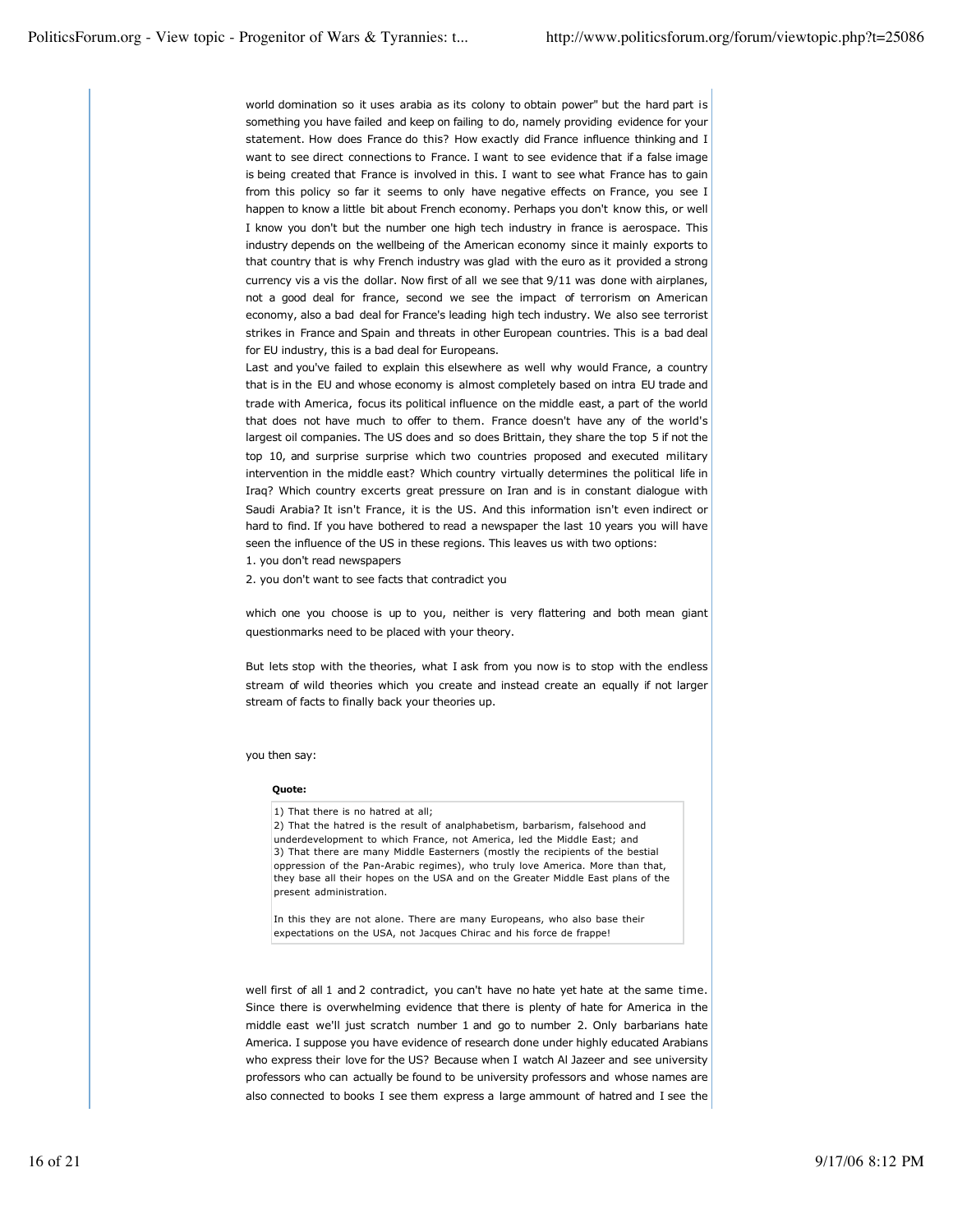world domination so it uses arabia as its colony to obtain power" but the hard part is something you have failed and keep on failing to do, namely providing evidence for your statement. How does France do this? How exactly did France influence thinking and I want to see direct connections to France. I want to see evidence that if a false image is being created that France is involved in this. I want to see what France has to gain from this policy so far it seems to only have negative effects on France, you see I happen to know a little bit about French economy. Perhaps you don't know this, or well I know you don't but the number one high tech industry in france is aerospace. This industry depends on the wellbeing of the American economy since it mainly exports to that country that is why French industry was glad with the euro as it provided a strong currency vis a vis the dollar. Now first of all we see that 9/11 was done with airplanes, not a good deal for france, second we see the impact of terrorism on American economy, also a bad deal for France's leading high tech industry. We also see terrorist strikes in France and Spain and threats in other European countries. This is a bad deal for EU industry, this is a bad deal for Europeans.
Last and you've failed to explain this elsewhere as well why would France, a country that is in the EU and whose economy is almost completely based on intra EU trade and trade with America, focus its political influence on the middle east, a part of the world that does not have much to offer to them. France doesn't have any of the world's largest oil companies. The US does and so does Brittain, they share the top 5 if not the top 10, and surprise surprise which two countries proposed and executed military intervention in the middle east? Which country virtually determines the political life in Iraq? Which country excerts great pressure on Iran and is in constant dialogue with Saudi Arabia? It isn't France, it is the US. And this information isn't even indirect or hard to find. If you have bothered to read a newspaper the last 10 years you will have seen the influence of the US in these regions. This leaves us with two options:
1. you don't read newspapers
2. you don't want to see facts that contradict you

which one you choose is up to you, neither is very flattering and both mean giant questionmarks need to be placed with your theory.

But lets stop with the theories, what I ask from you now is to stop with the endless stream of wild theories which you create and instead create an equally if not larger stream of facts to finally back your theories up.

you then say:

> **Quote:**
>
> 1) That there is no hatred at all;
> 2) That the hatred is the result of analphabetism, barbarism, falsehood and underdevelopment to which France, not America, led the Middle East; and
> 3) That there are many Middle Easterners (mostly the recipients of the bestial oppression of the Pan-Arabic regimes), who truly love America. More than that, they base all their hopes on the USA and on the Greater Middle East plans of the present administration.
>
> In this they are not alone. There are many Europeans, who also base their expectations on the USA, not Jacques Chirac and his force de frappe!

well first of all 1 and 2 contradict, you can't have no hate yet hate at the same time. Since there is overwhelming evidence that there is plenty of hate for America in the middle east we'll just scratch number 1 and go to number 2. Only barbarians hate America. I suppose you have evidence of research done under highly educated Arabians who express their love for the US? Because when I watch Al Jazeer and see university professors who can actually be found to be university professors and whose names are also connected to books I see them express a large ammount of hatred and I see the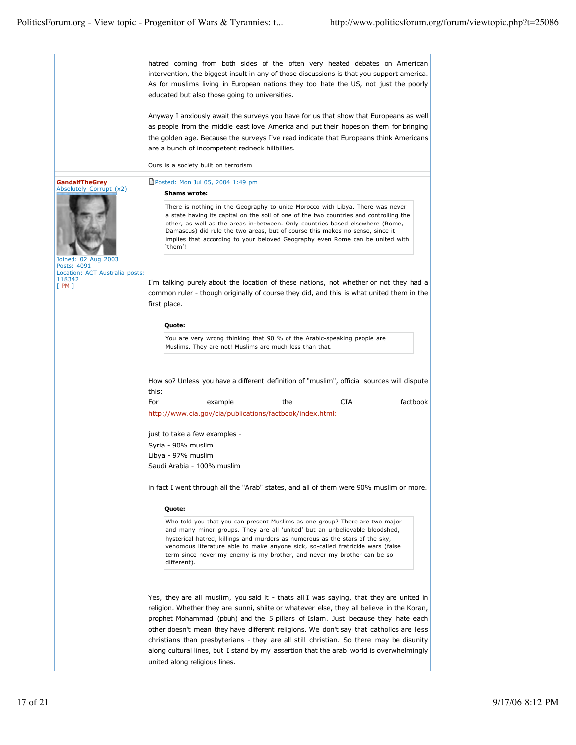hatred coming from both sides of the often very heated debates on American intervention, the biggest insult in any of those discussions is that you support america. As for muslims living in European nations they too hate the US, not just the poorly educated but also those going to universities.

Anyway I anxiously await the surveys you have for us that show that Europeans as well as people from the middle east love America and put their hopes on them for bringing the golden age. Because the surveys I've read indicate that Europeans think Americans are a bunch of incompetent redneck hillbillies.

Ours is a society built on terrorism

---

**GandalfTheGrey**
Absolutely Corrupt (x2)

Joined: 02 Aug 2003
Posts: 4091
Location: ACT Australia posts: 118342
[ PM ]

Posted: Mon Jul 05, 2004 1:49 pm

> **Shams wrote:**
>
> There is nothing in the Geography to unite Morocco with Libya. There was never a state having its capital on the soil of one of the two countries and controlling the other, as well as the areas in-between. Only countries based elsewhere (Rome, Damascus) did rule the two areas, but of course this makes no sense, since it implies that according to your beloved Geography even Rome can be united with 'them'!

I'm talking purely about the location of these nations, not whether or not they had a common ruler - though originally of course they did, and this is what united them in the first place.

> **Quote:**
>
> You are very wrong thinking that 90 % of the Arabic-speaking people are Muslims. They are not! Muslims are much less than that.

How so? Unless you have a different definition of "muslim", official sources will dispute this:
For example the CIA factbook http://www.cia.gov/cia/publications/factbook/index.html:

just to take a few examples -
Syria - 90% muslim
Libya - 97% muslim
Saudi Arabia - 100% muslim

in fact I went through all the "Arab" states, and all of them were 90% muslim or more.

> **Quote:**
>
> Who told you that you can present Muslims as one group? There are two major and many minor groups. They are all 'united' but an unbelievable bloodshed, hysterical hatred, killings and murders as numerous as the stars of the sky, venomous literature able to make anyone sick, so-called fratricide wars (false term since never my enemy is my brother, and never my brother can be so different).

Yes, they are all muslim, you said it - thats all I was saying, that they are united in religion. Whether they are sunni, shiite or whatever else, they all believe in the Koran, prophet Mohammad (pbuh) and the 5 pillars of Islam. Just because they hate each other doesn't mean they have different religions. We don't say that catholics are less christians than presbyterians - they are all still christian. So there may be disunity along cultural lines, but I stand by my assertion that the arab world is overwhelmingly united along religious lines.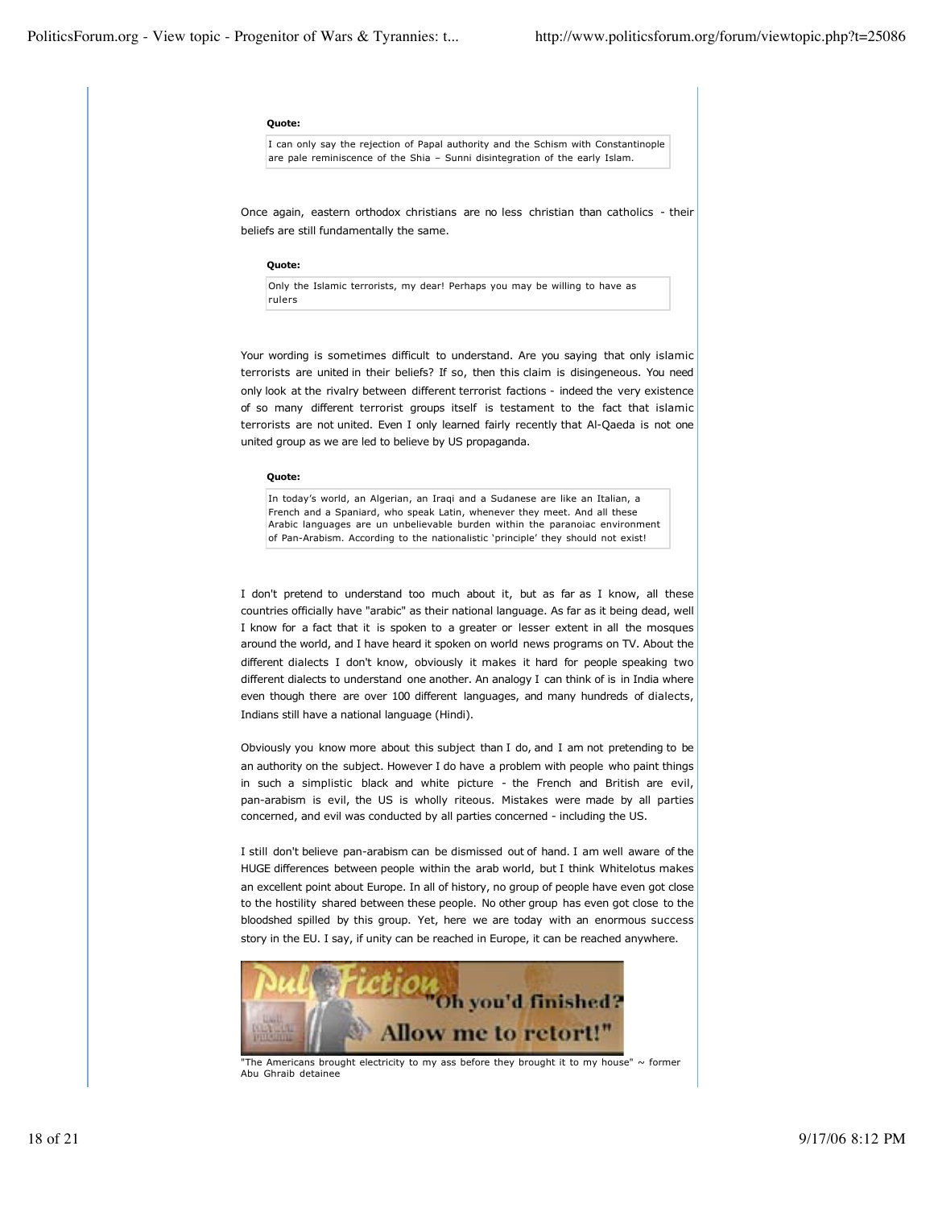**Quote:**

> I can only say the rejection of Papal authority and the Schism with Constantinople are pale reminiscence of the Shia – Sunni disintegration of the early Islam.

Once again, eastern orthodox christians are no less christian than catholics - their beliefs are still fundamentally the same.

**Quote:**

> Only the Islamic terrorists, my dear! Perhaps you may be willing to have as rulers

Your wording is sometimes difficult to understand. Are you saying that only islamic terrorists are united in their beliefs? If so, then this claim is disingeneous. You need only look at the rivalry between different terrorist factions - indeed the very existence of so many different terrorist groups itself is testament to the fact that islamic terrorists are not united. Even I only learned fairly recently that Al-Qaeda is not one united group as we are led to believe by US propaganda.

**Quote:**

> In today's world, an Algerian, an Iraqi and a Sudanese are like an Italian, a French and a Spaniard, who speak Latin, whenever they meet. And all these Arabic languages are un unbelievable burden within the paranoiac environment of Pan-Arabism. According to the nationalistic 'principle' they should not exist!

I don't pretend to understand too much about it, but as far as I know, all these countries officially have "arabic" as their national language. As far as it being dead, well I know for a fact that it is spoken to a greater or lesser extent in all the mosques around the world, and I have heard it spoken on world news programs on TV. About the different dialects I don't know, obviously it makes it hard for people speaking two different dialects to understand one another. An analogy I can think of is in India where even though there are over 100 different languages, and many hundreds of dialects, Indians still have a national language (Hindi).

Obviously you know more about this subject than I do, and I am not pretending to be an authority on the subject. However I do have a problem with people who paint things in such a simplistic black and white picture - the French and British are evil, pan-arabism is evil, the US is wholly riteous. Mistakes were made by all parties concerned, and evil was conducted by all parties concerned - including the US.

I still don't believe pan-arabism can be dismissed out of hand. I am well aware of the HUGE differences between people within the arab world, but I think Whitelotus makes an excellent point about Europe. In all of history, no group of people have even got close to the hostility shared between these people. No other group has even got close to the bloodshed spilled by this group. Yet, here we are today with an enormous success story in the EU. I say, if unity can be reached in Europe, it can be reached anywhere.

Pulp Fiction "Oh you'd finished? Allow me to retort!"

"The Americans brought electricity to my ass before they brought it to my house" ~ former Abu Ghraib detainee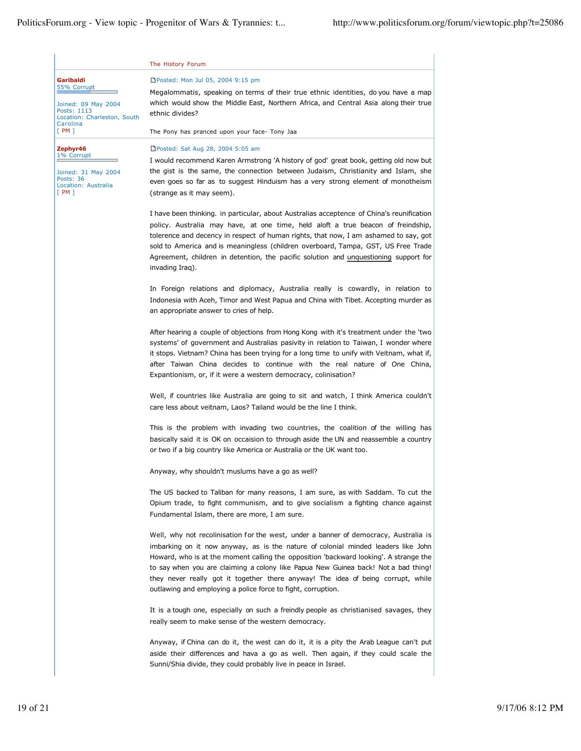The History Forum

**Garibaldi**
55% Corrupt

Joined: 09 May 2004
Posts: 1113
Location: Charleston, South Carolina
[ PM ]

Posted: Mon Jul 05, 2004 9:15 pm

Megalommatis, speaking on terms of their true ethnic identities, do you have a map which would show the Middle East, Northern Africa, and Central Asia along their true ethnic divides?

The Pony has pranced upon your face- Tony Jaa

---

**Zephyr46**
1% Corrupt

Joined: 31 May 2004
Posts: 36
Location: Australia
[ PM ]

Posted: Sat Aug 28, 2004 5:05 am

I would recommend Karen Armstrong 'A history of god' great book, getting old now but the gist is the same, the connection between Judaism, Christianity and Islam, she even goes so far as to suggest Hinduism has a very strong element of monotheism (strange as it may seem).

I have been thinking. in particular, about Australias acceptence of China's reunification policy. Australia may have, at one time, held aloft a true beacon of freindship, tolerence and decency in respect of human rights, that now, I am ashamed to say, got sold to America and is meaningless (children overboard, Tampa, GST, US Free Trade Agreement, children in detention, the pacific solution and unquestioning support for invading Iraq).

In Foreign relations and diplomacy, Australia really is cowardly, in relation to Indonesia with Aceh, Timor and West Papua and China with Tibet. Accepting murder as an appropriate answer to cries of help.

After hearing a couple of objections from Hong Kong with it's treatment under the 'two systems' of government and Australias pasivity in relation to Taiwan, I wonder where it stops. Vietnam? China has been trying for a long time to unify with Veitnam, what if, after Taiwan China decides to continue with the real nature of One China, Expantionism, or, if it were a western democracy, colinisation?

Well, if countries like Australia are going to sit and watch, I think America couldn't care less about veitnam, Laos? Tailand would be the line I think.

This is the problem with invading two countries, the coalition of the willing has basically said it is OK on occaision to through aside the UN and reassemble a country or two if a big country like America or Australia or the UK want too.

Anyway, why shouldn't muslums have a go as well?

The US backed to Taliban for many reasons, I am sure, as with Saddam. To cut the Opium trade, to fight communism, and to give socialism a fighting chance against Fundamental Islam, there are more, I am sure.

Well, why not recolinisation for the west, under a banner of democracy, Australia is imbarking on it now anyway, as is the nature of colonial minded leaders like John Howard, who is at the moment calling the opposition 'backward looking'. A strange the to say when you are claiming a colony like Papua New Guinea back! Not a bad thing! they never really got it together there anyway! The idea of being corrupt, while outlawing and employing a police force to fight, corruption.

It is a tough one, especially on such a freindly people as christianised savages, they really seem to make sense of the western democracy.

Anyway, if China can do it, the west can do it, it is a pity the Arab League can't put aside their differences and hava a go as well. Then again, if they could scale the Sunni/Shia divide, they could probably live in peace in Israel.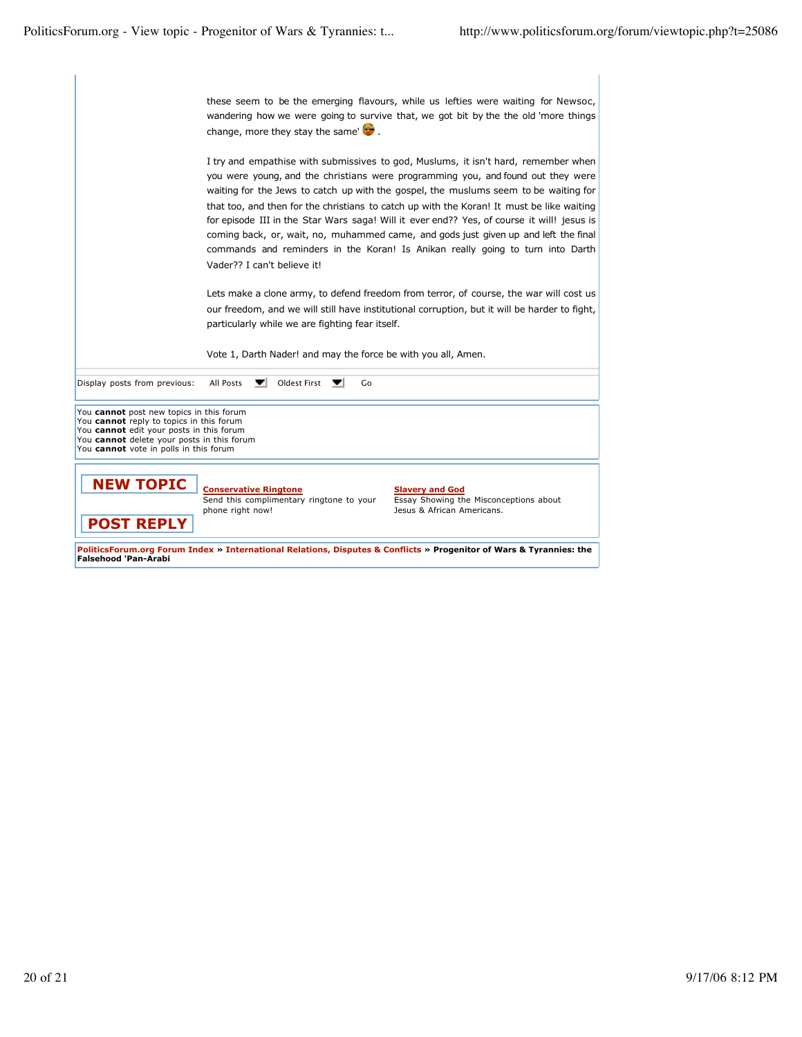these seem to be the emerging flavours, while us lefties were waiting for Newsoc, wandering how we were going to survive that, we got bit by the the old 'more things change, more they stay the same' .

I try and empathise with submissives to god, Muslums, it isn't hard, remember when you were young, and the christians were programming you, and found out they were waiting for the Jews to catch up with the gospel, the muslums seem to be waiting for that too, and then for the christians to catch up with the Koran! It must be like waiting for episode III in the Star Wars saga! Will it ever end?? Yes, of course it will! jesus is coming back, or, wait, no, muhammed came, and gods just given up and left the final commands and reminders in the Koran! Is Anikan really going to turn into Darth Vader?? I can't believe it!

Lets make a clone army, to defend freedom from terror, of course, the war will cost us our freedom, and we will still have institutional corruption, but it will be harder to fight, particularly while we are fighting fear itself.

Vote 1, Darth Nader! and may the force be with you all, Amen.

Display posts from previous: All Posts Oldest First Go

You **cannot** post new topics in this forum
You **cannot** reply to topics in this forum
You **cannot** edit your posts in this forum
You **cannot** delete your posts in this forum
You **cannot** vote in polls in this forum

**NEW TOPIC**

**POST REPLY**

**Conservative Ringtone**
Send this complimentary ringtone to your phone right now!

**Slavery and God**
Essay Showing the Misconceptions about Jesus & African Americans.

**PoliticsForum.org Forum Index** » **International Relations, Disputes & Conflicts** » **Progenitor of Wars & Tyrannies: the Falsehood 'Pan-Arabi**